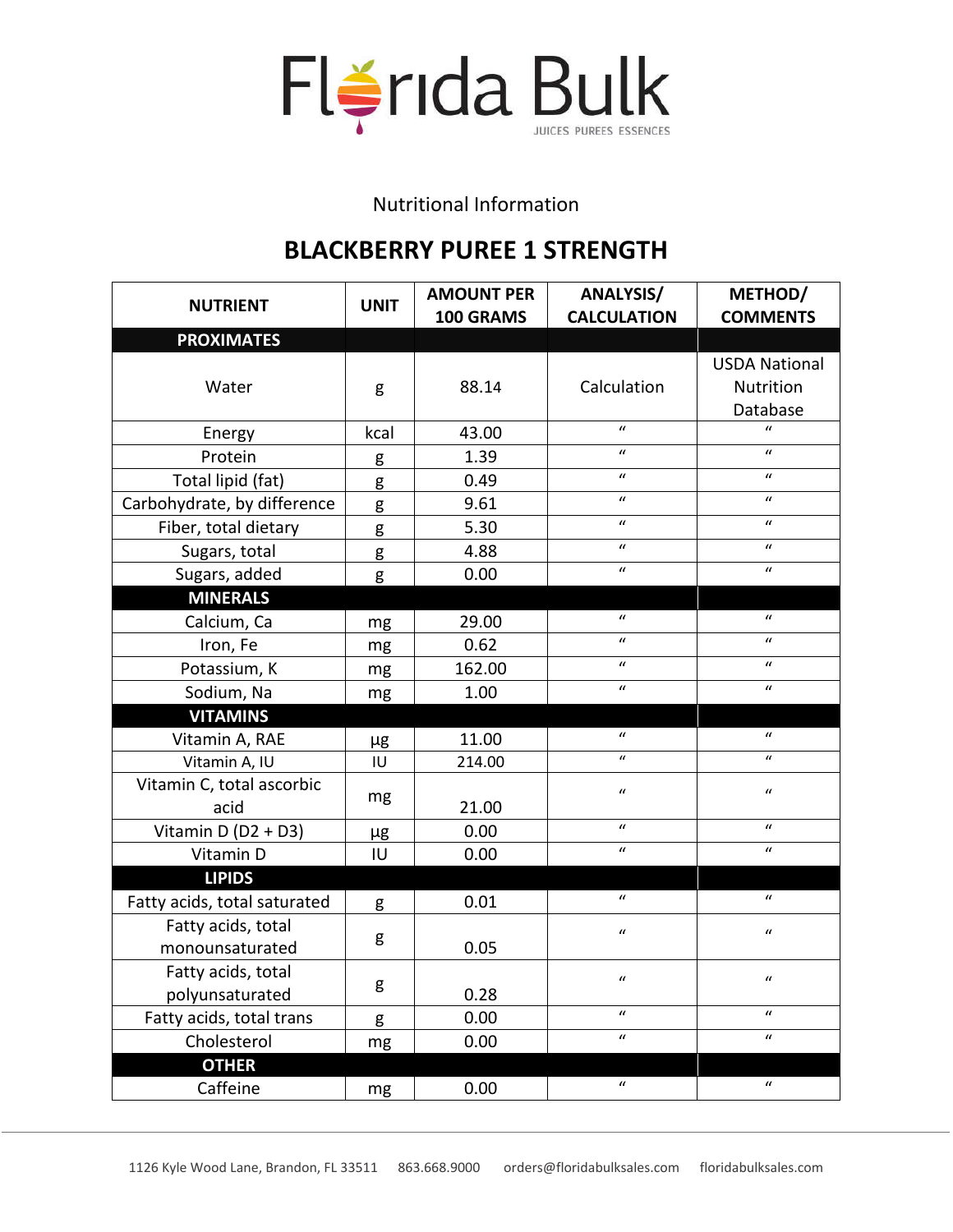# Florida Bulk

JUICES PUREES ESSENCES

Nutritional Information

## BLACKBERRY PUREE 1 STRENGTH

| NUTRIENT | UNIT | AMOUNT PER 100 GRAMS | ANALYSIS/ CALCULATION | METHOD/ COMMENTS |
|---|---|---|---|---|
| **PROXIMATES** | | | | |
| Water | g | 88.14 | Calculation | USDA National Nutrition Database |
| Energy | kcal | 43.00 | " | " |
| Protein | g | 1.39 | " | " |
| Total lipid (fat) | g | 0.49 | " | " |
| Carbohydrate, by difference | g | 9.61 | " | " |
| Fiber, total dietary | g | 5.30 | " | " |
| Sugars, total | g | 4.88 | " | " |
| Sugars, added | g | 0.00 | " | " |
| **MINERALS** | | | | |
| Calcium, Ca | mg | 29.00 | " | " |
| Iron, Fe | mg | 0.62 | " | " |
| Potassium, K | mg | 162.00 | " | " |
| Sodium, Na | mg | 1.00 | " | " |
| **VITAMINS** | | | | |
| Vitamin A, RAE | µg | 11.00 | " | " |
| Vitamin A, IU | IU | 214.00 | " | " |
| Vitamin C, total ascorbic acid | mg | 21.00 | " | " |
| Vitamin D (D2 + D3) | µg | 0.00 | " | " |
| Vitamin D | IU | 0.00 | " | " |
| **LIPIDS** | | | | |
| Fatty acids, total saturated | g | 0.01 | " | " |
| Fatty acids, total monounsaturated | g | 0.05 | " | " |
| Fatty acids, total polyunsaturated | g | 0.28 | " | " |
| Fatty acids, total trans | g | 0.00 | " | " |
| Cholesterol | mg | 0.00 | " | " |
| **OTHER** | | | | |
| Caffeine | mg | 0.00 | " | " |

1126 Kyle Wood Lane, Brandon, FL 33511 863.668.9000 orders@floridabulksales.com floridabulksales.com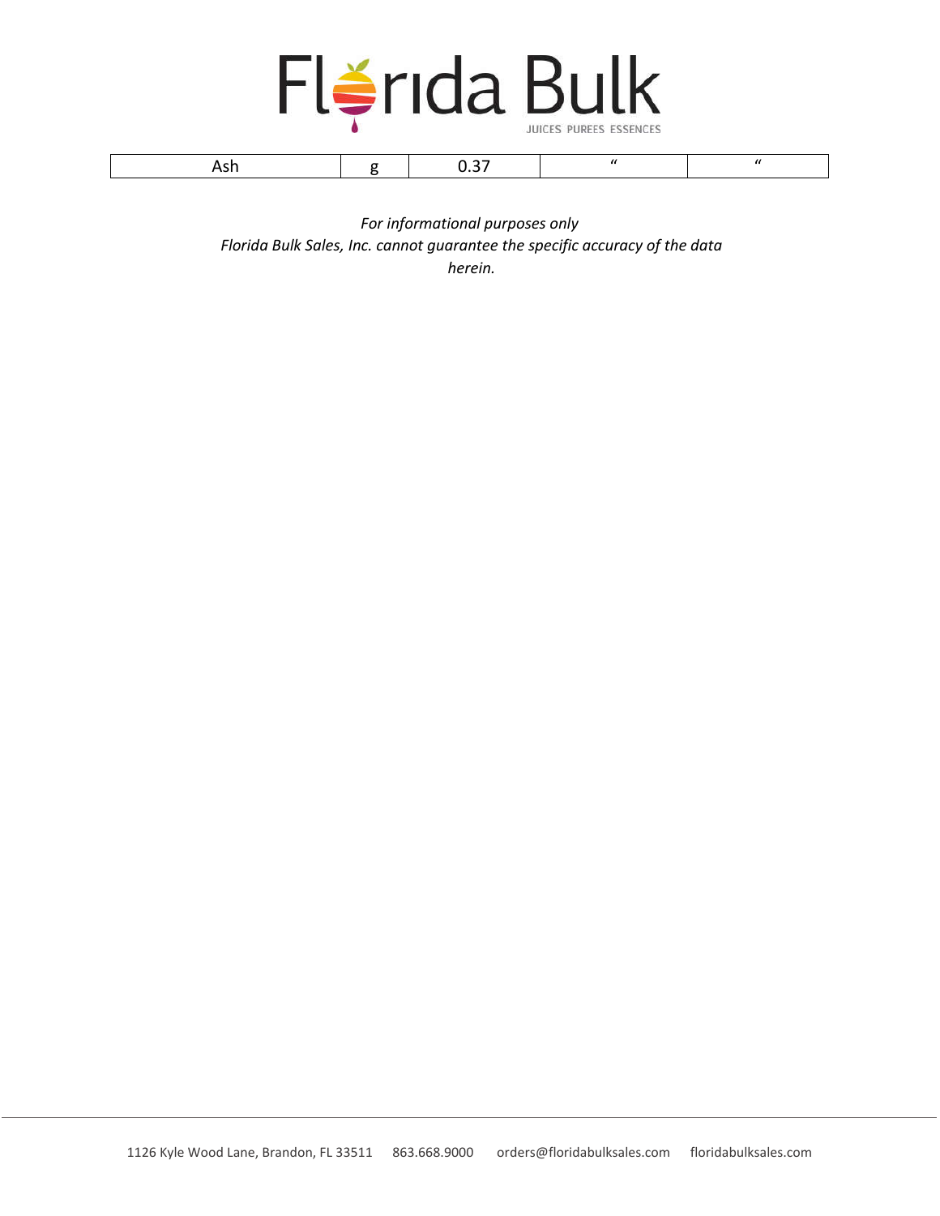| | | | | |
|---|---|---|---|---|
| Ash | g | 0.37 | " | " |

*For informational purposes only*
*Florida Bulk Sales, Inc. cannot guarantee the specific accuracy of the data herein.*